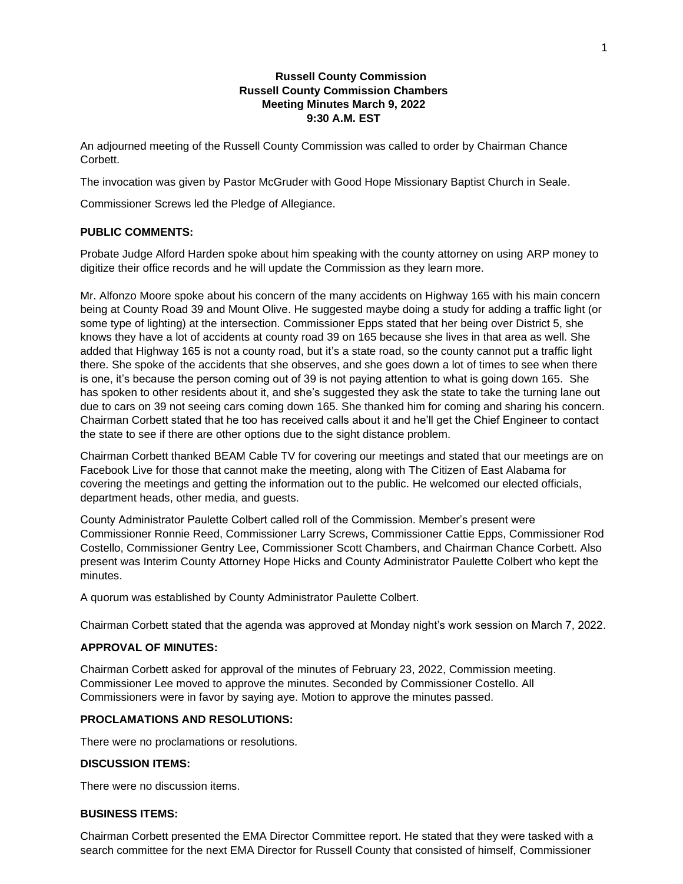**Russell County Commission**
**Russell County Commission Chambers**
**Meeting Minutes March 9, 2022**
**9:30 A.M. EST**

An adjourned meeting of the Russell County Commission was called to order by Chairman Chance Corbett.

The invocation was given by Pastor McGruder with Good Hope Missionary Baptist Church in Seale.

Commissioner Screws led the Pledge of Allegiance.

### PUBLIC COMMENTS:

Probate Judge Alford Harden spoke about him speaking with the county attorney on using ARP money to digitize their office records and he will update the Commission as they learn more.

Mr. Alfonzo Moore spoke about his concern of the many accidents on Highway 165 with his main concern being at County Road 39 and Mount Olive. He suggested maybe doing a study for adding a traffic light (or some type of lighting) at the intersection. Commissioner Epps stated that her being over District 5, she knows they have a lot of accidents at county road 39 on 165 because she lives in that area as well. She added that Highway 165 is not a county road, but it's a state road, so the county cannot put a traffic light there. She spoke of the accidents that she observes, and she goes down a lot of times to see when there is one, it's because the person coming out of 39 is not paying attention to what is going down 165. She has spoken to other residents about it, and she's suggested they ask the state to take the turning lane out due to cars on 39 not seeing cars coming down 165. She thanked him for coming and sharing his concern. Chairman Corbett stated that he too has received calls about it and he'll get the Chief Engineer to contact the state to see if there are other options due to the sight distance problem.

Chairman Corbett thanked BEAM Cable TV for covering our meetings and stated that our meetings are on Facebook Live for those that cannot make the meeting, along with The Citizen of East Alabama for covering the meetings and getting the information out to the public. He welcomed our elected officials, department heads, other media, and guests.

County Administrator Paulette Colbert called roll of the Commission. Member's present were Commissioner Ronnie Reed, Commissioner Larry Screws, Commissioner Cattie Epps, Commissioner Rod Costello, Commissioner Gentry Lee, Commissioner Scott Chambers, and Chairman Chance Corbett. Also present was Interim County Attorney Hope Hicks and County Administrator Paulette Colbert who kept the minutes.

A quorum was established by County Administrator Paulette Colbert.

Chairman Corbett stated that the agenda was approved at Monday night's work session on March 7, 2022.

### APPROVAL OF MINUTES:

Chairman Corbett asked for approval of the minutes of February 23, 2022, Commission meeting. Commissioner Lee moved to approve the minutes. Seconded by Commissioner Costello. All Commissioners were in favor by saying aye. Motion to approve the minutes passed.

### PROCLAMATIONS AND RESOLUTIONS:

There were no proclamations or resolutions.

### DISCUSSION ITEMS:

There were no discussion items.

### BUSINESS ITEMS:

Chairman Corbett presented the EMA Director Committee report. He stated that they were tasked with a search committee for the next EMA Director for Russell County that consisted of himself, Commissioner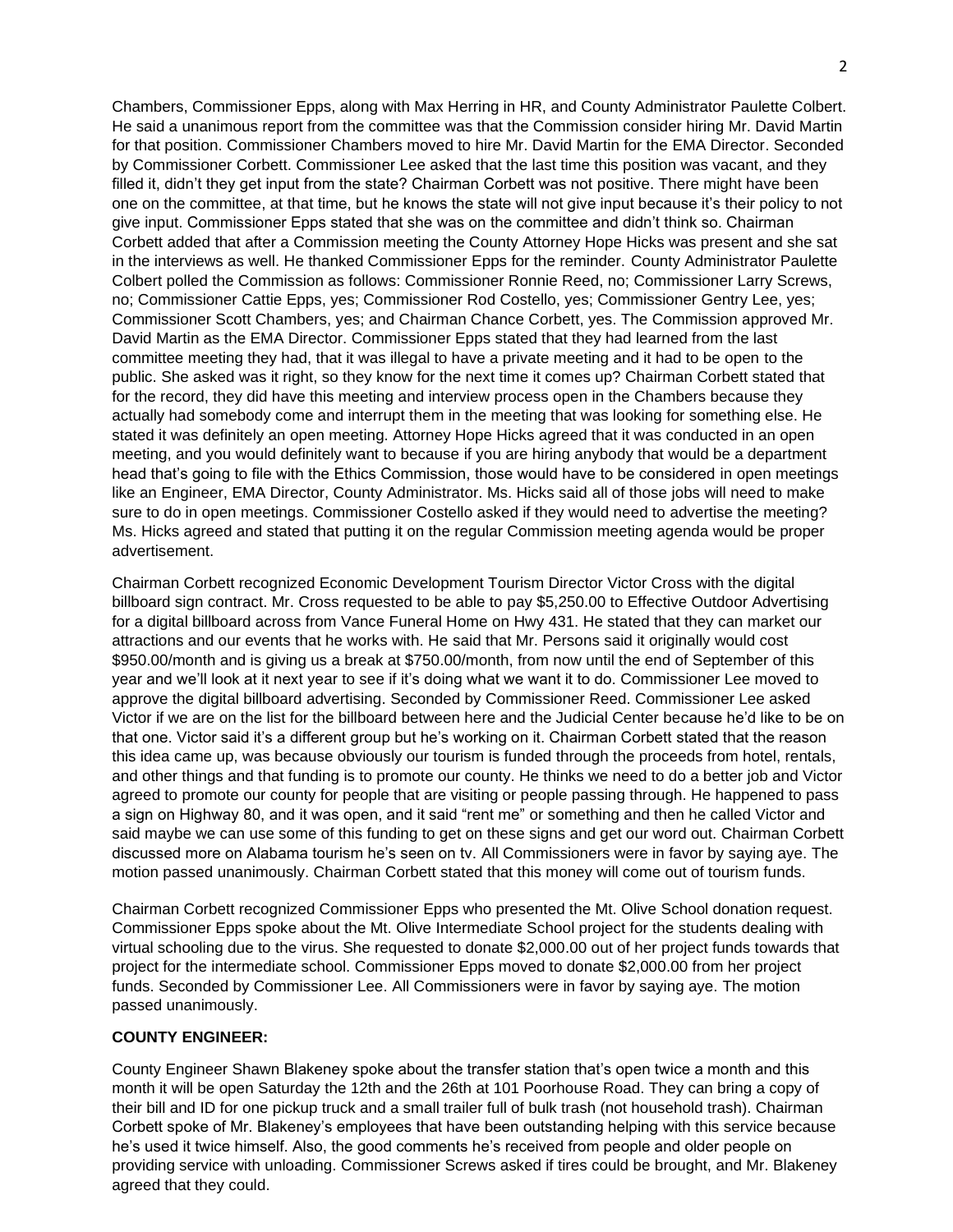Chambers, Commissioner Epps, along with Max Herring in HR, and County Administrator Paulette Colbert. He said a unanimous report from the committee was that the Commission consider hiring Mr. David Martin for that position. Commissioner Chambers moved to hire Mr. David Martin for the EMA Director. Seconded by Commissioner Corbett. Commissioner Lee asked that the last time this position was vacant, and they filled it, didn't they get input from the state? Chairman Corbett was not positive. There might have been one on the committee, at that time, but he knows the state will not give input because it's their policy to not give input. Commissioner Epps stated that she was on the committee and didn't think so. Chairman Corbett added that after a Commission meeting the County Attorney Hope Hicks was present and she sat in the interviews as well. He thanked Commissioner Epps for the reminder. County Administrator Paulette Colbert polled the Commission as follows: Commissioner Ronnie Reed, no; Commissioner Larry Screws, no; Commissioner Cattie Epps, yes; Commissioner Rod Costello, yes; Commissioner Gentry Lee, yes; Commissioner Scott Chambers, yes; and Chairman Chance Corbett, yes. The Commission approved Mr. David Martin as the EMA Director. Commissioner Epps stated that they had learned from the last committee meeting they had, that it was illegal to have a private meeting and it had to be open to the public. She asked was it right, so they know for the next time it comes up? Chairman Corbett stated that for the record, they did have this meeting and interview process open in the Chambers because they actually had somebody come and interrupt them in the meeting that was looking for something else. He stated it was definitely an open meeting. Attorney Hope Hicks agreed that it was conducted in an open meeting, and you would definitely want to because if you are hiring anybody that would be a department head that's going to file with the Ethics Commission, those would have to be considered in open meetings like an Engineer, EMA Director, County Administrator. Ms. Hicks said all of those jobs will need to make sure to do in open meetings. Commissioner Costello asked if they would need to advertise the meeting? Ms. Hicks agreed and stated that putting it on the regular Commission meeting agenda would be proper advertisement.

Chairman Corbett recognized Economic Development Tourism Director Victor Cross with the digital billboard sign contract. Mr. Cross requested to be able to pay $5,250.00 to Effective Outdoor Advertising for a digital billboard across from Vance Funeral Home on Hwy 431. He stated that they can market our attractions and our events that he works with. He said that Mr. Persons said it originally would cost $950.00/month and is giving us a break at $750.00/month, from now until the end of September of this year and we'll look at it next year to see if it's doing what we want it to do. Commissioner Lee moved to approve the digital billboard advertising. Seconded by Commissioner Reed. Commissioner Lee asked Victor if we are on the list for the billboard between here and the Judicial Center because he'd like to be on that one. Victor said it's a different group but he's working on it. Chairman Corbett stated that the reason this idea came up, was because obviously our tourism is funded through the proceeds from hotel, rentals, and other things and that funding is to promote our county. He thinks we need to do a better job and Victor agreed to promote our county for people that are visiting or people passing through. He happened to pass a sign on Highway 80, and it was open, and it said "rent me" or something and then he called Victor and said maybe we can use some of this funding to get on these signs and get our word out. Chairman Corbett discussed more on Alabama tourism he's seen on tv. All Commissioners were in favor by saying aye. The motion passed unanimously. Chairman Corbett stated that this money will come out of tourism funds.

Chairman Corbett recognized Commissioner Epps who presented the Mt. Olive School donation request. Commissioner Epps spoke about the Mt. Olive Intermediate School project for the students dealing with virtual schooling due to the virus. She requested to donate $2,000.00 out of her project funds towards that project for the intermediate school. Commissioner Epps moved to donate $2,000.00 from her project funds. Seconded by Commissioner Lee. All Commissioners were in favor by saying aye. The motion passed unanimously.

**COUNTY ENGINEER:**

County Engineer Shawn Blakeney spoke about the transfer station that's open twice a month and this month it will be open Saturday the 12th and the 26th at 101 Poorhouse Road. They can bring a copy of their bill and ID for one pickup truck and a small trailer full of bulk trash (not household trash). Chairman Corbett spoke of Mr. Blakeney's employees that have been outstanding helping with this service because he's used it twice himself. Also, the good comments he's received from people and older people on providing service with unloading. Commissioner Screws asked if tires could be brought, and Mr. Blakeney agreed that they could.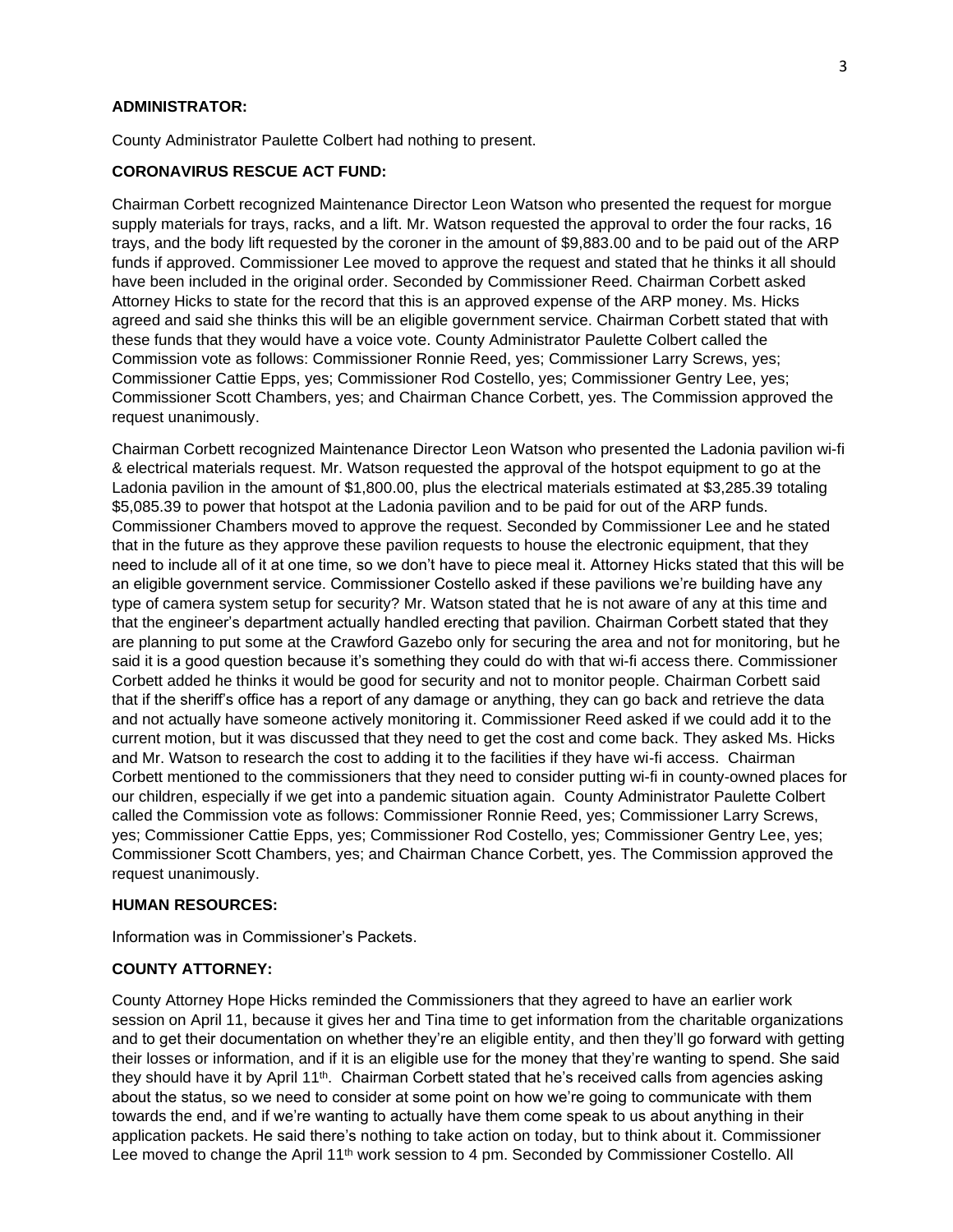**ADMINISTRATOR:**

County Administrator Paulette Colbert had nothing to present.

**CORONAVIRUS RESCUE ACT FUND:**

Chairman Corbett recognized Maintenance Director Leon Watson who presented the request for morgue supply materials for trays, racks, and a lift. Mr. Watson requested the approval to order the four racks, 16 trays, and the body lift requested by the coroner in the amount of $9,883.00 and to be paid out of the ARP funds if approved. Commissioner Lee moved to approve the request and stated that he thinks it all should have been included in the original order. Seconded by Commissioner Reed. Chairman Corbett asked Attorney Hicks to state for the record that this is an approved expense of the ARP money. Ms. Hicks agreed and said she thinks this will be an eligible government service. Chairman Corbett stated that with these funds that they would have a voice vote. County Administrator Paulette Colbert called the Commission vote as follows: Commissioner Ronnie Reed, yes; Commissioner Larry Screws, yes; Commissioner Cattie Epps, yes; Commissioner Rod Costello, yes; Commissioner Gentry Lee, yes; Commissioner Scott Chambers, yes; and Chairman Chance Corbett, yes. The Commission approved the request unanimously.

Chairman Corbett recognized Maintenance Director Leon Watson who presented the Ladonia pavilion wi-fi & electrical materials request. Mr. Watson requested the approval of the hotspot equipment to go at the Ladonia pavilion in the amount of $1,800.00, plus the electrical materials estimated at $3,285.39 totaling $5,085.39 to power that hotspot at the Ladonia pavilion and to be paid for out of the ARP funds. Commissioner Chambers moved to approve the request. Seconded by Commissioner Lee and he stated that in the future as they approve these pavilion requests to house the electronic equipment, that they need to include all of it at one time, so we don't have to piece meal it. Attorney Hicks stated that this will be an eligible government service. Commissioner Costello asked if these pavilions we're building have any type of camera system setup for security? Mr. Watson stated that he is not aware of any at this time and that the engineer's department actually handled erecting that pavilion. Chairman Corbett stated that they are planning to put some at the Crawford Gazebo only for securing the area and not for monitoring, but he said it is a good question because it's something they could do with that wi-fi access there. Commissioner Corbett added he thinks it would be good for security and not to monitor people. Chairman Corbett said that if the sheriff's office has a report of any damage or anything, they can go back and retrieve the data and not actually have someone actively monitoring it. Commissioner Reed asked if we could add it to the current motion, but it was discussed that they need to get the cost and come back. They asked Ms. Hicks and Mr. Watson to research the cost to adding it to the facilities if they have wi-fi access. Chairman Corbett mentioned to the commissioners that they need to consider putting wi-fi in county-owned places for our children, especially if we get into a pandemic situation again. County Administrator Paulette Colbert called the Commission vote as follows: Commissioner Ronnie Reed, yes; Commissioner Larry Screws, yes; Commissioner Cattie Epps, yes; Commissioner Rod Costello, yes; Commissioner Gentry Lee, yes; Commissioner Scott Chambers, yes; and Chairman Chance Corbett, yes. The Commission approved the request unanimously.

**HUMAN RESOURCES:**

Information was in Commissioner's Packets.

**COUNTY ATTORNEY:**

County Attorney Hope Hicks reminded the Commissioners that they agreed to have an earlier work session on April 11, because it gives her and Tina time to get information from the charitable organizations and to get their documentation on whether they're an eligible entity, and then they'll go forward with getting their losses or information, and if it is an eligible use for the money that they're wanting to spend. She said they should have it by April 11th. Chairman Corbett stated that he's received calls from agencies asking about the status, so we need to consider at some point on how we're going to communicate with them towards the end, and if we're wanting to actually have them come speak to us about anything in their application packets. He said there's nothing to take action on today, but to think about it. Commissioner Lee moved to change the April 11th work session to 4 pm. Seconded by Commissioner Costello. All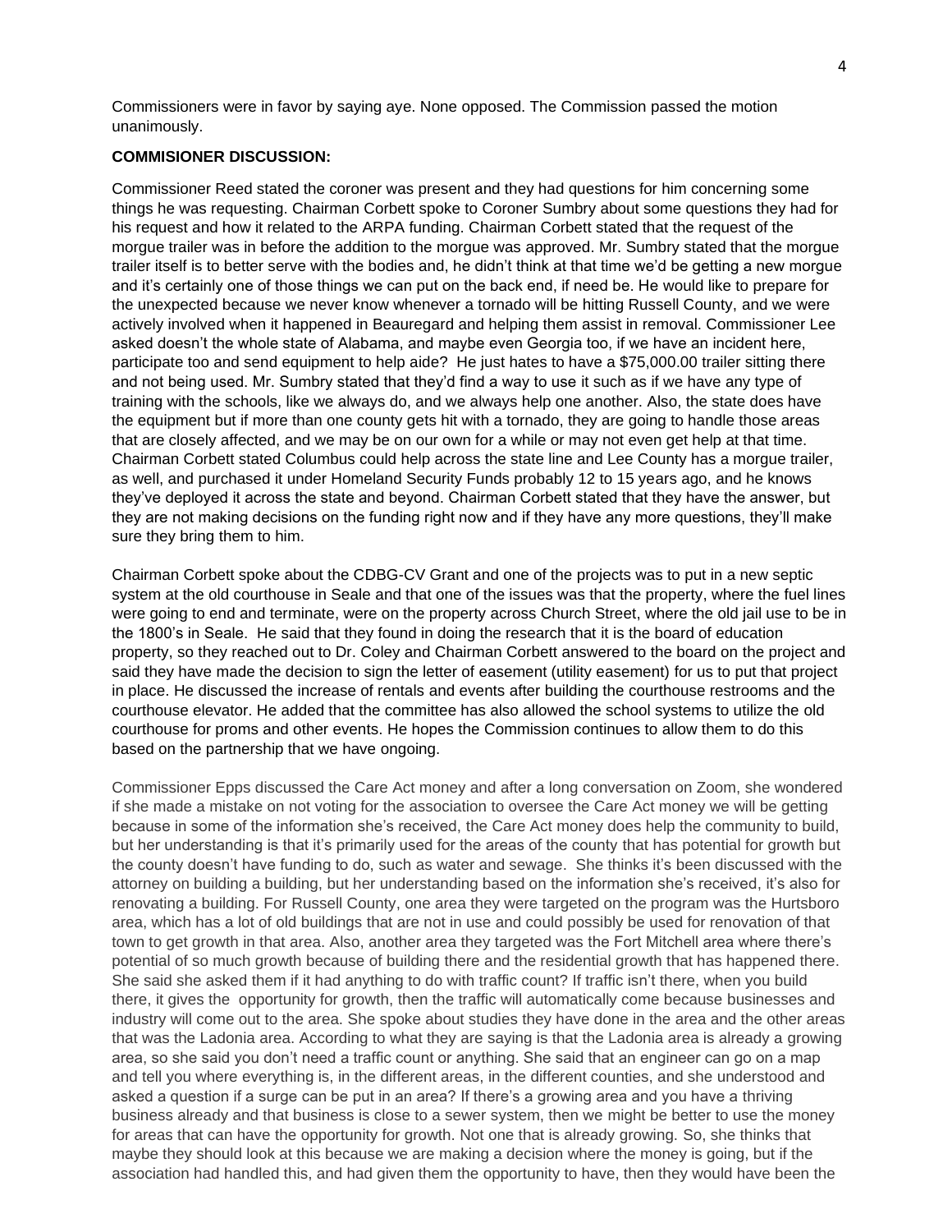Commissioners were in favor by saying aye. None opposed. The Commission passed the motion unanimously.

**COMMISIONER DISCUSSION:**

Commissioner Reed stated the coroner was present and they had questions for him concerning some things he was requesting. Chairman Corbett spoke to Coroner Sumbry about some questions they had for his request and how it related to the ARPA funding. Chairman Corbett stated that the request of the morgue trailer was in before the addition to the morgue was approved. Mr. Sumbry stated that the morgue trailer itself is to better serve with the bodies and, he didn't think at that time we'd be getting a new morgue and it's certainly one of those things we can put on the back end, if need be. He would like to prepare for the unexpected because we never know whenever a tornado will be hitting Russell County, and we were actively involved when it happened in Beauregard and helping them assist in removal. Commissioner Lee asked doesn't the whole state of Alabama, and maybe even Georgia too, if we have an incident here, participate too and send equipment to help aide? He just hates to have a $75,000.00 trailer sitting there and not being used. Mr. Sumbry stated that they'd find a way to use it such as if we have any type of training with the schools, like we always do, and we always help one another. Also, the state does have the equipment but if more than one county gets hit with a tornado, they are going to handle those areas that are closely affected, and we may be on our own for a while or may not even get help at that time. Chairman Corbett stated Columbus could help across the state line and Lee County has a morgue trailer, as well, and purchased it under Homeland Security Funds probably 12 to 15 years ago, and he knows they've deployed it across the state and beyond. Chairman Corbett stated that they have the answer, but they are not making decisions on the funding right now and if they have any more questions, they'll make sure they bring them to him.

Chairman Corbett spoke about the CDBG-CV Grant and one of the projects was to put in a new septic system at the old courthouse in Seale and that one of the issues was that the property, where the fuel lines were going to end and terminate, were on the property across Church Street, where the old jail use to be in the 1800's in Seale. He said that they found in doing the research that it is the board of education property, so they reached out to Dr. Coley and Chairman Corbett answered to the board on the project and said they have made the decision to sign the letter of easement (utility easement) for us to put that project in place. He discussed the increase of rentals and events after building the courthouse restrooms and the courthouse elevator. He added that the committee has also allowed the school systems to utilize the old courthouse for proms and other events. He hopes the Commission continues to allow them to do this based on the partnership that we have ongoing.

Commissioner Epps discussed the Care Act money and after a long conversation on Zoom, she wondered if she made a mistake on not voting for the association to oversee the Care Act money we will be getting because in some of the information she's received, the Care Act money does help the community to build, but her understanding is that it's primarily used for the areas of the county that has potential for growth but the county doesn't have funding to do, such as water and sewage. She thinks it's been discussed with the attorney on building a building, but her understanding based on the information she's received, it's also for renovating a building. For Russell County, one area they were targeted on the program was the Hurtsboro area, which has a lot of old buildings that are not in use and could possibly be used for renovation of that town to get growth in that area. Also, another area they targeted was the Fort Mitchell area where there's potential of so much growth because of building there and the residential growth that has happened there. She said she asked them if it had anything to do with traffic count? If traffic isn't there, when you build there, it gives the opportunity for growth, then the traffic will automatically come because businesses and industry will come out to the area. She spoke about studies they have done in the area and the other areas that was the Ladonia area. According to what they are saying is that the Ladonia area is already a growing area, so she said you don't need a traffic count or anything. She said that an engineer can go on a map and tell you where everything is, in the different areas, in the different counties, and she understood and asked a question if a surge can be put in an area? If there's a growing area and you have a thriving business already and that business is close to a sewer system, then we might be better to use the money for areas that can have the opportunity for growth. Not one that is already growing. So, she thinks that maybe they should look at this because we are making a decision where the money is going, but if the association had handled this, and had given them the opportunity to have, then they would have been the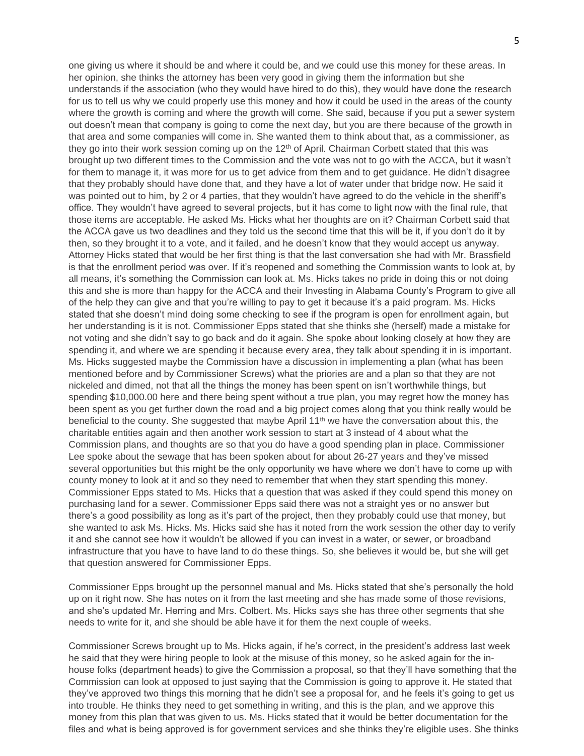one giving us where it should be and where it could be, and we could use this money for these areas. In her opinion, she thinks the attorney has been very good in giving them the information but she understands if the association (who they would have hired to do this), they would have done the research for us to tell us why we could properly use this money and how it could be used in the areas of the county where the growth is coming and where the growth will come. She said, because if you put a sewer system out doesn't mean that company is going to come the next day, but you are there because of the growth in that area and some companies will come in. She wanted them to think about that, as a commissioner, as they go into their work session coming up on the 12th of April. Chairman Corbett stated that this was brought up two different times to the Commission and the vote was not to go with the ACCA, but it wasn't for them to manage it, it was more for us to get advice from them and to get guidance. He didn't disagree that they probably should have done that, and they have a lot of water under that bridge now. He said it was pointed out to him, by 2 or 4 parties, that they wouldn't have agreed to do the vehicle in the sheriff's office. They wouldn't have agreed to several projects, but it has come to light now with the final rule, that those items are acceptable. He asked Ms. Hicks what her thoughts are on it? Chairman Corbett said that the ACCA gave us two deadlines and they told us the second time that this will be it, if you don't do it by then, so they brought it to a vote, and it failed, and he doesn't know that they would accept us anyway. Attorney Hicks stated that would be her first thing is that the last conversation she had with Mr. Brassfield is that the enrollment period was over. If it's reopened and something the Commission wants to look at, by all means, it's something the Commission can look at. Ms. Hicks takes no pride in doing this or not doing this and she is more than happy for the ACCA and their Investing in Alabama County's Program to give all of the help they can give and that you're willing to pay to get it because it's a paid program. Ms. Hicks stated that she doesn't mind doing some checking to see if the program is open for enrollment again, but her understanding is it is not. Commissioner Epps stated that she thinks she (herself) made a mistake for not voting and she didn't say to go back and do it again. She spoke about looking closely at how they are spending it, and where we are spending it because every area, they talk about spending it in is important. Ms. Hicks suggested maybe the Commission have a discussion in implementing a plan (what has been mentioned before and by Commissioner Screws) what the priories are and a plan so that they are not nickeled and dimed, not that all the things the money has been spent on isn't worthwhile things, but spending $10,000.00 here and there being spent without a true plan, you may regret how the money has been spent as you get further down the road and a big project comes along that you think really would be beneficial to the county. She suggested that maybe April 11th we have the conversation about this, the charitable entities again and then another work session to start at 3 instead of 4 about what the Commission plans, and thoughts are so that you do have a good spending plan in place. Commissioner Lee spoke about the sewage that has been spoken about for about 26-27 years and they've missed several opportunities but this might be the only opportunity we have where we don't have to come up with county money to look at it and so they need to remember that when they start spending this money. Commissioner Epps stated to Ms. Hicks that a question that was asked if they could spend this money on purchasing land for a sewer. Commissioner Epps said there was not a straight yes or no answer but there's a good possibility as long as it's part of the project, then they probably could use that money, but she wanted to ask Ms. Hicks. Ms. Hicks said she has it noted from the work session the other day to verify it and she cannot see how it wouldn't be allowed if you can invest in a water, or sewer, or broadband infrastructure that you have to have land to do these things. So, she believes it would be, but she will get that question answered for Commissioner Epps.

Commissioner Epps brought up the personnel manual and Ms. Hicks stated that she's personally the hold up on it right now. She has notes on it from the last meeting and she has made some of those revisions, and she's updated Mr. Herring and Mrs. Colbert. Ms. Hicks says she has three other segments that she needs to write for it, and she should be able have it for them the next couple of weeks.

Commissioner Screws brought up to Ms. Hicks again, if he's correct, in the president's address last week he said that they were hiring people to look at the misuse of this money, so he asked again for the in-house folks (department heads) to give the Commission a proposal, so that they'll have something that the Commission can look at opposed to just saying that the Commission is going to approve it. He stated that they've approved two things this morning that he didn't see a proposal for, and he feels it's going to get us into trouble. He thinks they need to get something in writing, and this is the plan, and we approve this money from this plan that was given to us. Ms. Hicks stated that it would be better documentation for the files and what is being approved is for government services and she thinks they're eligible uses. She thinks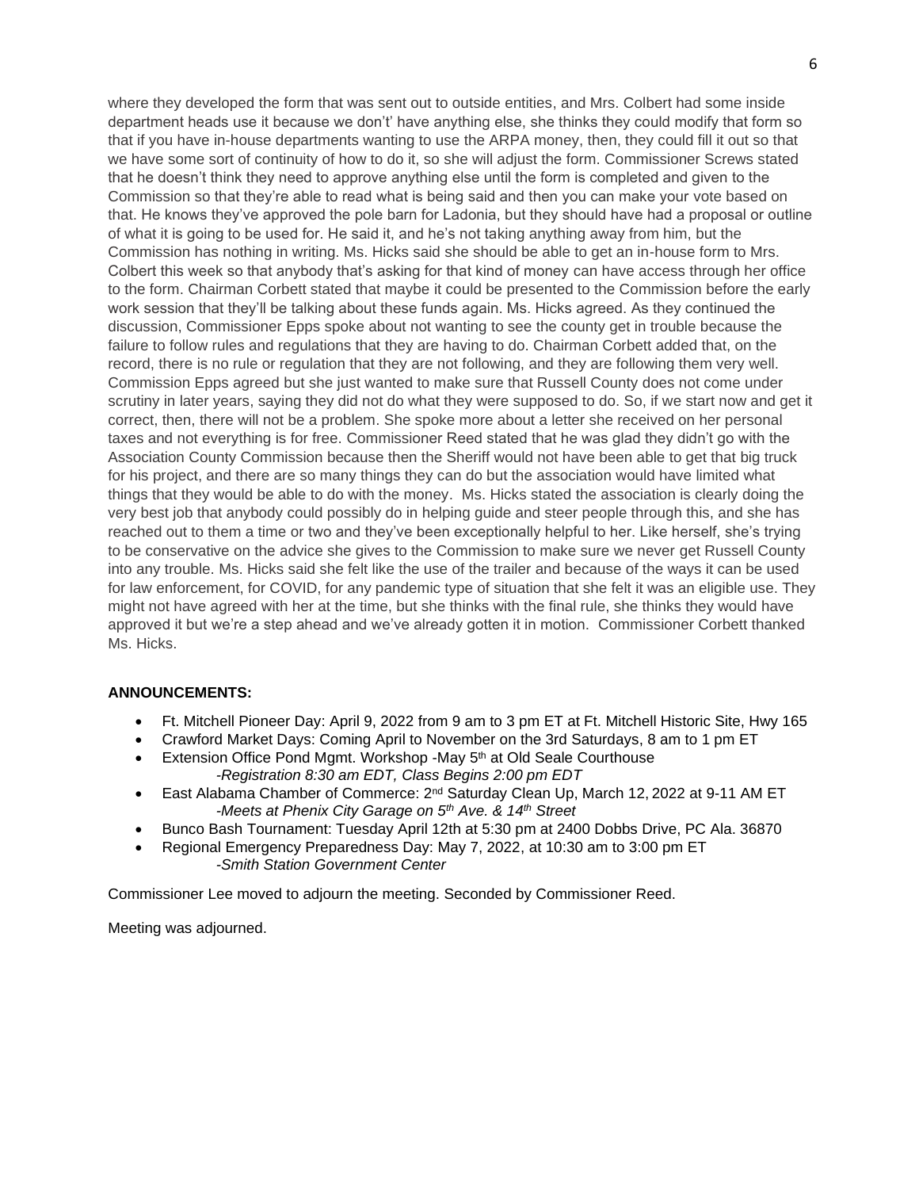where they developed the form that was sent out to outside entities, and Mrs. Colbert had some inside department heads use it because we don't' have anything else, she thinks they could modify that form so that if you have in-house departments wanting to use the ARPA money, then, they could fill it out so that we have some sort of continuity of how to do it, so she will adjust the form. Commissioner Screws stated that he doesn't think they need to approve anything else until the form is completed and given to the Commission so that they're able to read what is being said and then you can make your vote based on that. He knows they've approved the pole barn for Ladonia, but they should have had a proposal or outline of what it is going to be used for. He said it, and he's not taking anything away from him, but the Commission has nothing in writing. Ms. Hicks said she should be able to get an in-house form to Mrs. Colbert this week so that anybody that's asking for that kind of money can have access through her office to the form. Chairman Corbett stated that maybe it could be presented to the Commission before the early work session that they'll be talking about these funds again. Ms. Hicks agreed. As they continued the discussion, Commissioner Epps spoke about not wanting to see the county get in trouble because the failure to follow rules and regulations that they are having to do. Chairman Corbett added that, on the record, there is no rule or regulation that they are not following, and they are following them very well. Commission Epps agreed but she just wanted to make sure that Russell County does not come under scrutiny in later years, saying they did not do what they were supposed to do. So, if we start now and get it correct, then, there will not be a problem. She spoke more about a letter she received on her personal taxes and not everything is for free. Commissioner Reed stated that he was glad they didn't go with the Association County Commission because then the Sheriff would not have been able to get that big truck for his project, and there are so many things they can do but the association would have limited what things that they would be able to do with the money. Ms. Hicks stated the association is clearly doing the very best job that anybody could possibly do in helping guide and steer people through this, and she has reached out to them a time or two and they've been exceptionally helpful to her. Like herself, she's trying to be conservative on the advice she gives to the Commission to make sure we never get Russell County into any trouble. Ms. Hicks said she felt like the use of the trailer and because of the ways it can be used for law enforcement, for COVID, for any pandemic type of situation that she felt it was an eligible use. They might not have agreed with her at the time, but she thinks with the final rule, she thinks they would have approved it but we're a step ahead and we've already gotten it in motion. Commissioner Corbett thanked Ms. Hicks.

**ANNOUNCEMENTS:**

- Ft. Mitchell Pioneer Day: April 9, 2022 from 9 am to 3 pm ET at Ft. Mitchell Historic Site, Hwy 165
- Crawford Market Days: Coming April to November on the 3rd Saturdays, 8 am to 1 pm ET
- Extension Office Pond Mgmt. Workshop -May 5th at Old Seale Courthouse
  - *Registration 8:30 am EDT, Class Begins 2:00 pm EDT*
- East Alabama Chamber of Commerce: 2nd Saturday Clean Up, March 12, 2022 at 9-11 AM ET
  - *Meets at Phenix City Garage on 5th Ave. & 14th Street*
- Bunco Bash Tournament: Tuesday April 12th at 5:30 pm at 2400 Dobbs Drive, PC Ala. 36870
- Regional Emergency Preparedness Day: May 7, 2022, at 10:30 am to 3:00 pm ET
  - *Smith Station Government Center*

Commissioner Lee moved to adjourn the meeting. Seconded by Commissioner Reed.

Meeting was adjourned.